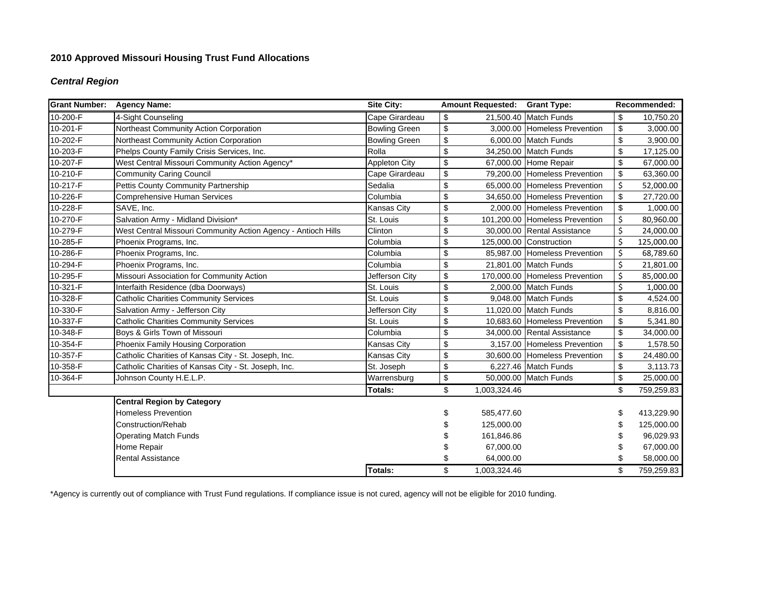## 2010 Approved Missouri Housing Trust Fund Allocations

### *Central Region*

| Grant Number: | Agency Name: | Site City: | Amount Requested: | Grant Type: | Recommended: |
|---|---|---|---|---|---|
| 10-200-F | 4-Sight Counseling | Cape Girardeau | $ 21,500.40 | Match Funds | $ 10,750.20 |
| 10-201-F | Northeast Community Action Corporation | Bowling Green | $ 3,000.00 | Homeless Prevention | $ 3,000.00 |
| 10-202-F | Northeast Community Action Corporation | Bowling Green | $ 6,000.00 | Match Funds | $ 3,900.00 |
| 10-203-F | Phelps County Family Crisis Services, Inc. | Rolla | $ 34,250.00 | Match Funds | $ 17,125.00 |
| 10-207-F | West Central Missouri Community Action Agency* | Appleton City | $ 67,000.00 | Home Repair | $ 67,000.00 |
| 10-210-F | Community Caring Council | Cape Girardeau | $ 79,200.00 | Homeless Prevention | $ 63,360.00 |
| 10-217-F | Pettis County Community Partnership | Sedalia | $ 65,000.00 | Homeless Prevention | $ 52,000.00 |
| 10-226-F | Comprehensive Human Services | Columbia | $ 34,650.00 | Homeless Prevention | $ 27,720.00 |
| 10-228-F | SAVE, Inc. | Kansas City | $ 2,000.00 | Homeless Prevention | $ 1,000.00 |
| 10-270-F | Salvation Army - Midland Division* | St. Louis | $ 101,200.00 | Homeless Prevention | $ 80,960.00 |
| 10-279-F | West Central Missouri Community Action Agency - Antioch Hills | Clinton | $ 30,000.00 | Rental Assistance | $ 24,000.00 |
| 10-285-F | Phoenix Programs, Inc. | Columbia | $ 125,000.00 | Construction | $ 125,000.00 |
| 10-286-F | Phoenix Programs, Inc. | Columbia | $ 85,987.00 | Homeless Prevention | $ 68,789.60 |
| 10-294-F | Phoenix Programs, Inc. | Columbia | $ 21,801.00 | Match Funds | $ 21,801.00 |
| 10-295-F | Missouri Association for Community Action | Jefferson City | $ 170,000.00 | Homeless Prevention | $ 85,000.00 |
| 10-321-F | Interfaith Residence (dba Doorways) | St. Louis | $ 2,000.00 | Match Funds | $ 1,000.00 |
| 10-328-F | Catholic Charities Community Services | St. Louis | $ 9,048.00 | Match Funds | $ 4,524.00 |
| 10-330-F | Salvation Army - Jefferson City | Jefferson City | $ 11,020.00 | Match Funds | $ 8,816.00 |
| 10-337-F | Catholic Charities Community Services | St. Louis | $ 10,683.60 | Homeless Prevention | $ 5,341.80 |
| 10-348-F | Boys & Girls Town of Missouri | Columbia | $ 34,000.00 | Rental Assistance | $ 34,000.00 |
| 10-354-F | Phoenix Family Housing Corporation | Kansas City | $ 3,157.00 | Homeless Prevention | $ 1,578.50 |
| 10-357-F | Catholic Charities of Kansas City - St. Joseph, Inc. | Kansas City | $ 30,600.00 | Homeless Prevention | $ 24,480.00 |
| 10-358-F | Catholic Charities of Kansas City - St. Joseph, Inc. | St. Joseph | $ 6,227.46 | Match Funds | $ 3,113.73 |
| 10-364-F | Johnson County H.E.L.P. | Warrensburg | $ 50,000.00 | Match Funds | $ 25,000.00 |
| | | **Totals:** | $ 1,003,324.46 | | $ 759,259.83 |
| | **Central Region by Category** | | | | |
| | Homeless Prevention | | $ 585,477.60 | | $ 413,229.90 |
| | Construction/Rehab | | $ 125,000.00 | | $ 125,000.00 |
| | Operating Match Funds | | $ 161,846.86 | | $ 96,029.93 |
| | Home Repair | | $ 67,000.00 | | $ 67,000.00 |
| | Rental Assistance | | $ 64,000.00 | | $ 58,000.00 |
| | | **Totals:** | $ 1,003,324.46 | | $ 759,259.83 |

*Agency is currently out of compliance with Trust Fund regulations. If compliance issue is not cured, agency will not be eligible for 2010 funding.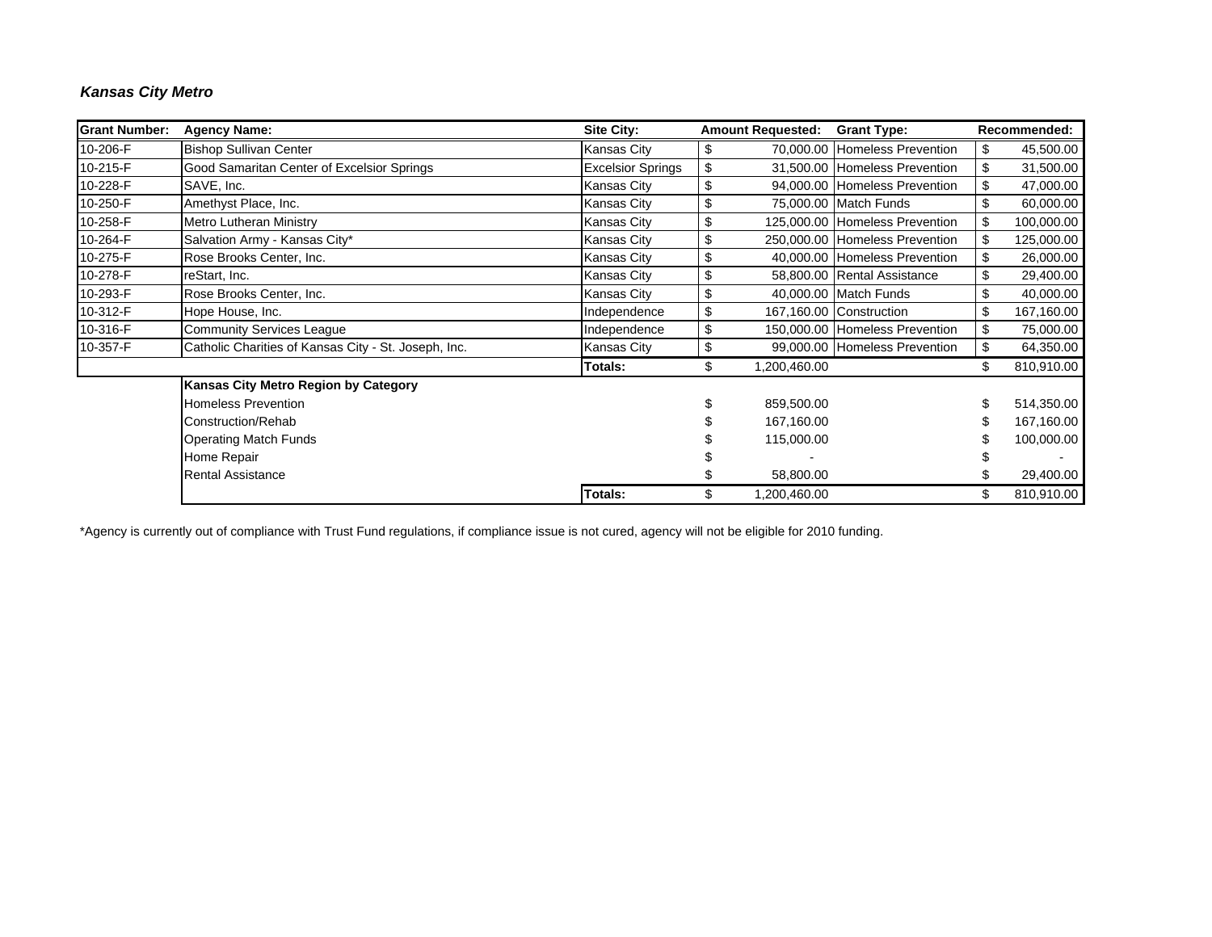***Kansas City Metro***

| Grant Number: | Agency Name: | Site City: | Amount Requested: | Grant Type: | Recommended: |
|---|---|---|---|---|---|
| 10-206-F | Bishop Sullivan Center | Kansas City | $ 70,000.00 | Homeless Prevention | $ 45,500.00 |
| 10-215-F | Good Samaritan Center of Excelsior Springs | Excelsior Springs | $ 31,500.00 | Homeless Prevention | $ 31,500.00 |
| 10-228-F | SAVE, Inc. | Kansas City | $ 94,000.00 | Homeless Prevention | $ 47,000.00 |
| 10-250-F | Amethyst Place, Inc. | Kansas City | $ 75,000.00 | Match Funds | $ 60,000.00 |
| 10-258-F | Metro Lutheran Ministry | Kansas City | $ 125,000.00 | Homeless Prevention | $ 100,000.00 |
| 10-264-F | Salvation Army - Kansas City* | Kansas City | $ 250,000.00 | Homeless Prevention | $ 125,000.00 |
| 10-275-F | Rose Brooks Center, Inc. | Kansas City | $ 40,000.00 | Homeless Prevention | $ 26,000.00 |
| 10-278-F | reStart, Inc. | Kansas City | $ 58,800.00 | Rental Assistance | $ 29,400.00 |
| 10-293-F | Rose Brooks Center, Inc. | Kansas City | $ 40,000.00 | Match Funds | $ 40,000.00 |
| 10-312-F | Hope House, Inc. | Independence | $ 167,160.00 | Construction | $ 167,160.00 |
| 10-316-F | Community Services League | Independence | $ 150,000.00 | Homeless Prevention | $ 75,000.00 |
| 10-357-F | Catholic Charities of Kansas City - St. Joseph, Inc. | Kansas City | $ 99,000.00 | Homeless Prevention | $ 64,350.00 |
| | | **Totals:** | $ 1,200,460.00 | | $ 810,910.00 |
| | **Kansas City Metro Region by Category** | | | | |
| | Homeless Prevention | | $ 859,500.00 | | $ 514,350.00 |
| | Construction/Rehab | | $ 167,160.00 | | $ 167,160.00 |
| | Operating Match Funds | | $ 115,000.00 | | $ 100,000.00 |
| | Home Repair | | $ - | | $ - |
| | Rental Assistance | | $ 58,800.00 | | $ 29,400.00 |
| | | **Totals:** | $ 1,200,460.00 | | $ 810,910.00 |

*Agency is currently out of compliance with Trust Fund regulations, if compliance issue is not cured, agency will not be eligible for 2010 funding.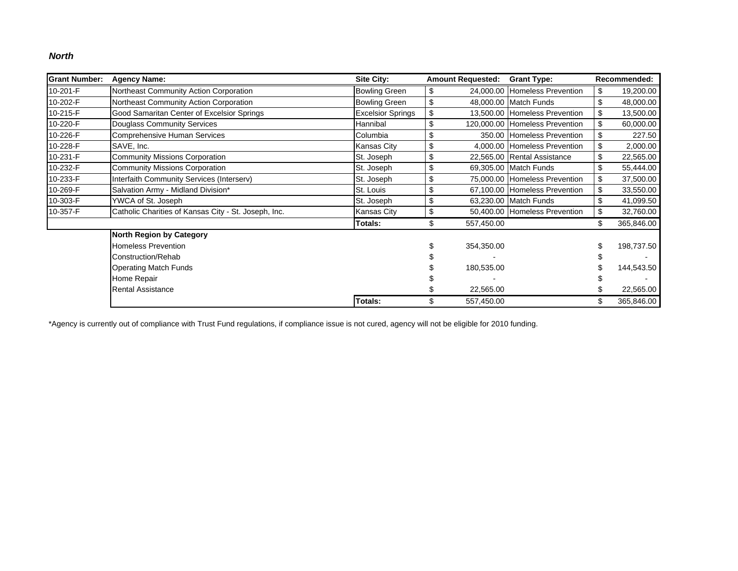***North***

| Grant Number: | Agency Name: | Site City: | Amount Requested: | Grant Type: | Recommended: |
|---|---|---|---|---|---|
| 10-201-F | Northeast Community Action Corporation | Bowling Green | $ 24,000.00 | Homeless Prevention | $ 19,200.00 |
| 10-202-F | Northeast Community Action Corporation | Bowling Green | $ 48,000.00 | Match Funds | $ 48,000.00 |
| 10-215-F | Good Samaritan Center of Excelsior Springs | Excelsior Springs | $ 13,500.00 | Homeless Prevention | $ 13,500.00 |
| 10-220-F | Douglass Community Services | Hannibal | $ 120,000.00 | Homeless Prevention | $ 60,000.00 |
| 10-226-F | Comprehensive Human Services | Columbia | $ 350.00 | Homeless Prevention | $ 227.50 |
| 10-228-F | SAVE, Inc. | Kansas City | $ 4,000.00 | Homeless Prevention | $ 2,000.00 |
| 10-231-F | Community Missions Corporation | St. Joseph | $ 22,565.00 | Rental Assistance | $ 22,565.00 |
| 10-232-F | Community Missions Corporation | St. Joseph | $ 69,305.00 | Match Funds | $ 55,444.00 |
| 10-233-F | Interfaith Community Services (Interserv) | St. Joseph | $ 75,000.00 | Homeless Prevention | $ 37,500.00 |
| 10-269-F | Salvation Army - Midland Division* | St. Louis | $ 67,100.00 | Homeless Prevention | $ 33,550.00 |
| 10-303-F | YWCA of St. Joseph | St. Joseph | $ 63,230.00 | Match Funds | $ 41,099.50 |
| 10-357-F | Catholic Charities of Kansas City - St. Joseph, Inc. | Kansas City | $ 50,400.00 | Homeless Prevention | $ 32,760.00 |
| | | **Totals:** | $ 557,450.00 | | $ 365,846.00 |
| | **North Region by Category** | | | | |
| | Homeless Prevention | | $ 354,350.00 | | $ 198,737.50 |
| | Construction/Rehab | | $ - | | $ - |
| | Operating Match Funds | | $ 180,535.00 | | $ 144,543.50 |
| | Home Repair | | $ - | | $ - |
| | Rental Assistance | | $ 22,565.00 | | $ 22,565.00 |
| | | **Totals:** | $ 557,450.00 | | $ 365,846.00 |

*Agency is currently out of compliance with Trust Fund regulations, if compliance issue is not cured, agency will not be eligible for 2010 funding.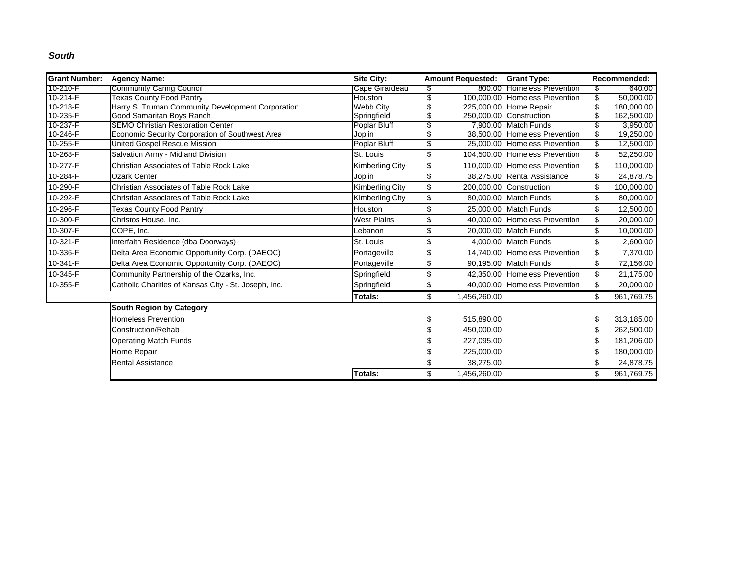***South***

| Grant Number: | Agency Name: | Site City: | Amount Requested: | Grant Type: | Recommended: |
|---|---|---|---|---|---|
| 10-210-F | Community Caring Council | Cape Girardeau | $ 800.00 | Homeless Prevention | $ 640.00 |
| 10-214-F | Texas County Food Pantry | Houston | $ 100,000.00 | Homeless Prevention | $ 50,000.00 |
| 10-218-F | Harry S. Truman Community Development Corporation | Webb City | $ 225,000.00 | Home Repair | $ 180,000.00 |
| 10-235-F | Good Samaritan Boys Ranch | Springfield | $ 250,000.00 | Construction | $ 162,500.00 |
| 10-237-F | SEMO Christian Restoration Center | Poplar Bluff | $ 7,900.00 | Match Funds | $ 3,950.00 |
| 10-246-F | Economic Security Corporation of Southwest Area | Joplin | $ 38,500.00 | Homeless Prevention | $ 19,250.00 |
| 10-255-F | United Gospel Rescue Mission | Poplar Bluff | $ 25,000.00 | Homeless Prevention | $ 12,500.00 |
| 10-268-F | Salvation Army - Midland Division | St. Louis | $ 104,500.00 | Homeless Prevention | $ 52,250.00 |
| 10-277-F | Christian Associates of Table Rock Lake | Kimberling City | $ 110,000.00 | Homeless Prevention | $ 110,000.00 |
| 10-284-F | Ozark Center | Joplin | $ 38,275.00 | Rental Assistance | $ 24,878.75 |
| 10-290-F | Christian Associates of Table Rock Lake | Kimberling City | $ 200,000.00 | Construction | $ 100,000.00 |
| 10-292-F | Christian Associates of Table Rock Lake | Kimberling City | $ 80,000.00 | Match Funds | $ 80,000.00 |
| 10-296-F | Texas County Food Pantry | Houston | $ 25,000.00 | Match Funds | $ 12,500.00 |
| 10-300-F | Christos House, Inc. | West Plains | $ 40,000.00 | Homeless Prevention | $ 20,000.00 |
| 10-307-F | COPE, Inc. | Lebanon | $ 20,000.00 | Match Funds | $ 10,000.00 |
| 10-321-F | Interfaith Residence (dba Doorways) | St. Louis | $ 4,000.00 | Match Funds | $ 2,600.00 |
| 10-336-F | Delta Area Economic Opportunity Corp. (DAEOC) | Portageville | $ 14,740.00 | Homeless Prevention | $ 7,370.00 |
| 10-341-F | Delta Area Economic Opportunity Corp. (DAEOC) | Portageville | $ 90,195.00 | Match Funds | $ 72,156.00 |
| 10-345-F | Community Partnership of the Ozarks, Inc. | Springfield | $ 42,350.00 | Homeless Prevention | $ 21,175.00 |
| 10-355-F | Catholic Charities of Kansas City - St. Joseph, Inc. | Springfield | $ 40,000.00 | Homeless Prevention | $ 20,000.00 |
| | | **Totals:** | $ 1,456,260.00 | | $ 961,769.75 |

| South Region by Category | | Amount Requested | | Recommended |
|---|---|---|---|---|
| Homeless Prevention | | $ 515,890.00 | | $ 313,185.00 |
| Construction/Rehab | | $ 450,000.00 | | $ 262,500.00 |
| Operating Match Funds | | $ 227,095.00 | | $ 181,206.00 |
| Home Repair | | $ 225,000.00 | | $ 180,000.00 |
| Rental Assistance | | $ 38,275.00 | | $ 24,878.75 |
| | **Totals:** | $ 1,456,260.00 | | $ 961,769.75 |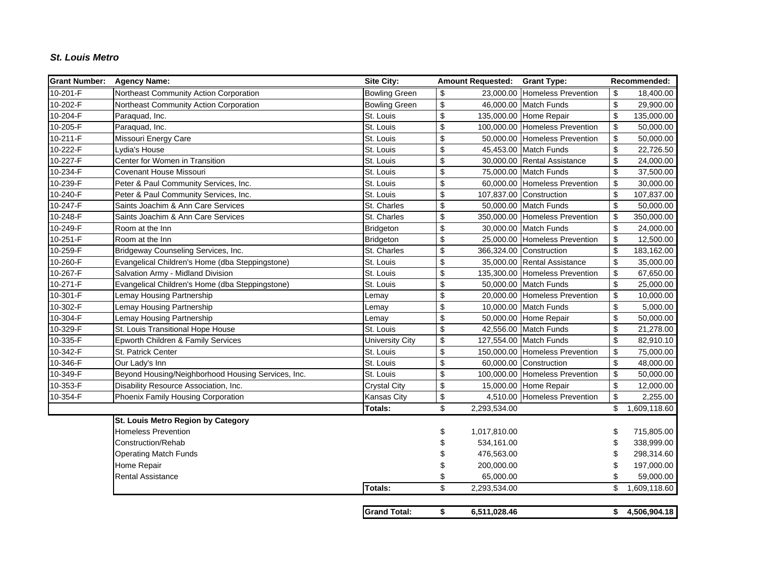***St. Louis Metro***

| Grant Number: | Agency Name: | Site City: | Amount Requested: | Grant Type: | Recommended: |
|---|---|---|---|---|---|
| 10-201-F | Northeast Community Action Corporation | Bowling Green | $ 23,000.00 | Homeless Prevention | $ 18,400.00 |
| 10-202-F | Northeast Community Action Corporation | Bowling Green | $ 46,000.00 | Match Funds | $ 29,900.00 |
| 10-204-F | Paraquad, Inc. | St. Louis | $ 135,000.00 | Home Repair | $ 135,000.00 |
| 10-205-F | Paraquad, Inc. | St. Louis | $ 100,000.00 | Homeless Prevention | $ 50,000.00 |
| 10-211-F | Missouri Energy Care | St. Louis | $ 50,000.00 | Homeless Prevention | $ 50,000.00 |
| 10-222-F | Lydia's House | St. Louis | $ 45,453.00 | Match Funds | $ 22,726.50 |
| 10-227-F | Center for Women in Transition | St. Louis | $ 30,000.00 | Rental Assistance | $ 24,000.00 |
| 10-234-F | Covenant House Missouri | St. Louis | $ 75,000.00 | Match Funds | $ 37,500.00 |
| 10-239-F | Peter & Paul Community Services, Inc. | St. Louis | $ 60,000.00 | Homeless Prevention | $ 30,000.00 |
| 10-240-F | Peter & Paul Community Services, Inc. | St. Louis | $ 107,837.00 | Construction | $ 107,837.00 |
| 10-247-F | Saints Joachim & Ann Care Services | St. Charles | $ 50,000.00 | Match Funds | $ 50,000.00 |
| 10-248-F | Saints Joachim & Ann Care Services | St. Charles | $ 350,000.00 | Homeless Prevention | $ 350,000.00 |
| 10-249-F | Room at the Inn | Bridgeton | $ 30,000.00 | Match Funds | $ 24,000.00 |
| 10-251-F | Room at the Inn | Bridgeton | $ 25,000.00 | Homeless Prevention | $ 12,500.00 |
| 10-259-F | Bridgeway Counseling Services, Inc. | St. Charles | $ 366,324.00 | Construction | $ 183,162.00 |
| 10-260-F | Evangelical Children's Home (dba Steppingstone) | St. Louis | $ 35,000.00 | Rental Assistance | $ 35,000.00 |
| 10-267-F | Salvation Army - Midland Division | St. Louis | $ 135,300.00 | Homeless Prevention | $ 67,650.00 |
| 10-271-F | Evangelical Children's Home (dba Steppingstone) | St. Louis | $ 50,000.00 | Match Funds | $ 25,000.00 |
| 10-301-F | Lemay Housing Partnership | Lemay | $ 20,000.00 | Homeless Prevention | $ 10,000.00 |
| 10-302-F | Lemay Housing Partnership | Lemay | $ 10,000.00 | Match Funds | $ 5,000.00 |
| 10-304-F | Lemay Housing Partnership | Lemay | $ 50,000.00 | Home Repair | $ 50,000.00 |
| 10-329-F | St. Louis Transitional Hope House | St. Louis | $ 42,556.00 | Match Funds | $ 21,278.00 |
| 10-335-F | Epworth Children & Family Services | University City | $ 127,554.00 | Match Funds | $ 82,910.10 |
| 10-342-F | St. Patrick Center | St. Louis | $ 150,000.00 | Homeless Prevention | $ 75,000.00 |
| 10-346-F | Our Lady's Inn | St. Louis | $ 60,000.00 | Construction | $ 48,000.00 |
| 10-349-F | Beyond Housing/Neighborhood Housing Services, Inc. | St. Louis | $ 100,000.00 | Homeless Prevention | $ 50,000.00 |
| 10-353-F | Disability Resource Association, Inc. | Crystal City | $ 15,000.00 | Home Repair | $ 12,000.00 |
| 10-354-F | Phoenix Family Housing Corporation | Kansas City | $ 4,510.00 | Homeless Prevention | $ 2,255.00 |
| | | **Totals:** | $ 2,293,534.00 | | $ 1,609,118.60 |

| | | | |
|---|---|---|---|
| **St. Louis Metro Region by Category** | | | |
| Homeless Prevention | | $ 1,017,810.00 | $ 715,805.00 |
| Construction/Rehab | | $ 534,161.00 | $ 338,999.00 |
| Operating Match Funds | | $ 476,563.00 | $ 298,314.60 |
| Home Repair | | $ 200,000.00 | $ 197,000.00 |
| Rental Assistance | | $ 65,000.00 | $ 59,000.00 |
| | **Totals:** | $ 2,293,534.00 | $ 1,609,118.60 |

| | | |
|---|---|---|
| **Grand Total:** | **$ 6,511,028.46** | **$ 4,506,904.18** |